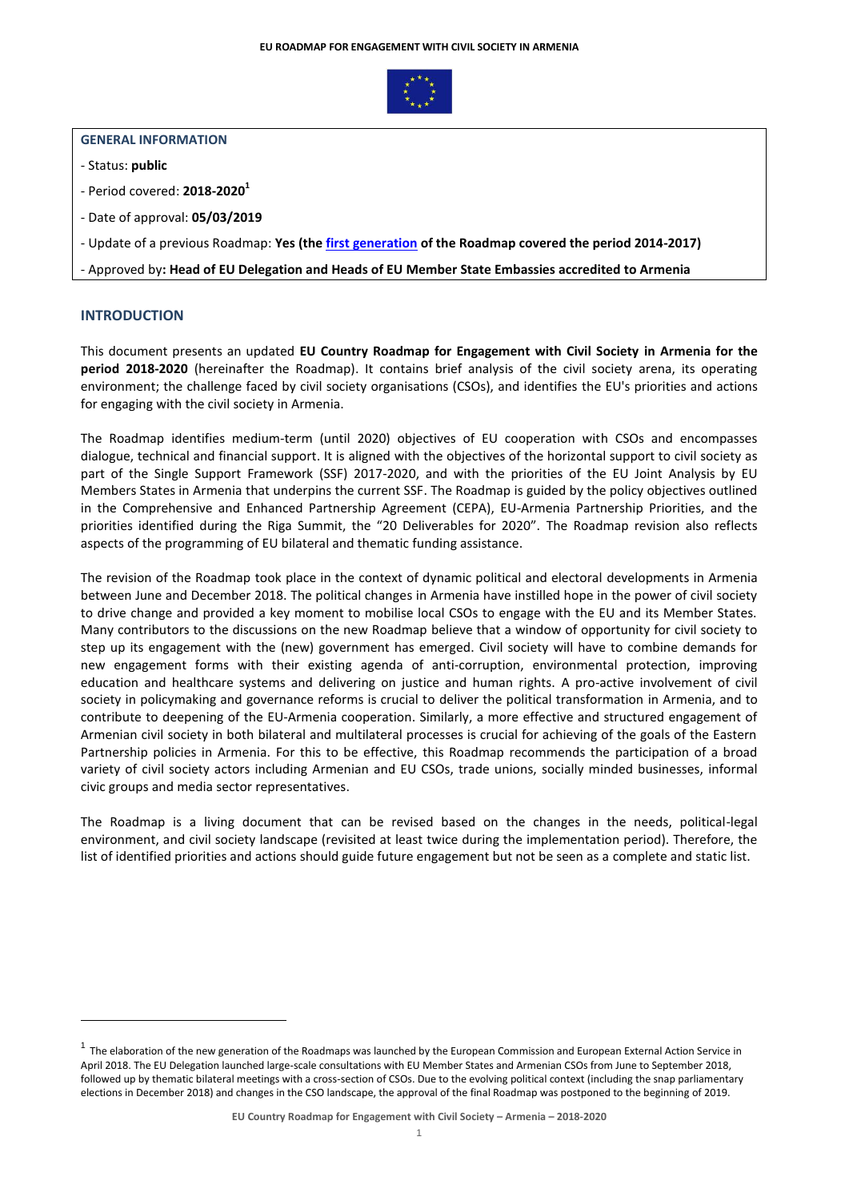**GENERAL INFORMATION**

- Status: **public**
- Period covered: **2018-2020**[1]
- Date of approval: **05/03/2019**
- Update of a previous Roadmap: **Yes (the first generation of the Roadmap covered the period 2014-2017)**
- Approved by**: Head of EU Delegation and Heads of EU Member State Embassies accredited to Armenia**

## INTRODUCTION

This document presents an updated **EU Country Roadmap for Engagement with Civil Society in Armenia for the period 2018-2020** (hereinafter the Roadmap). It contains brief analysis of the civil society arena, its operating environment; the challenge faced by civil society organisations (CSOs), and identifies the EU's priorities and actions for engaging with the civil society in Armenia.

The Roadmap identifies medium-term (until 2020) objectives of EU cooperation with CSOs and encompasses dialogue, technical and financial support. It is aligned with the objectives of the horizontal support to civil society as part of the Single Support Framework (SSF) 2017-2020, and with the priorities of the EU Joint Analysis by EU Members States in Armenia that underpins the current SSF. The Roadmap is guided by the policy objectives outlined in the Comprehensive and Enhanced Partnership Agreement (CEPA), EU-Armenia Partnership Priorities, and the priorities identified during the Riga Summit, the "20 Deliverables for 2020". The Roadmap revision also reflects aspects of the programming of EU bilateral and thematic funding assistance.

The revision of the Roadmap took place in the context of dynamic political and electoral developments in Armenia between June and December 2018. The political changes in Armenia have instilled hope in the power of civil society to drive change and provided a key moment to mobilise local CSOs to engage with the EU and its Member States. Many contributors to the discussions on the new Roadmap believe that a window of opportunity for civil society to step up its engagement with the (new) government has emerged. Civil society will have to combine demands for new engagement forms with their existing agenda of anti-corruption, environmental protection, improving education and healthcare systems and delivering on justice and human rights. A pro-active involvement of civil society in policymaking and governance reforms is crucial to deliver the political transformation in Armenia, and to contribute to deepening of the EU-Armenia cooperation. Similarly, a more effective and structured engagement of Armenian civil society in both bilateral and multilateral processes is crucial for achieving of the goals of the Eastern Partnership policies in Armenia. For this to be effective, this Roadmap recommends the participation of a broad variety of civil society actors including Armenian and EU CSOs, trade unions, socially minded businesses, informal civic groups and media sector representatives.

The Roadmap is a living document that can be revised based on the changes in the needs, political-legal environment, and civil society landscape (revisited at least twice during the implementation period). Therefore, the list of identified priorities and actions should guide future engagement but not be seen as a complete and static list.

---

[1] The elaboration of the new generation of the Roadmaps was launched by the European Commission and European External Action Service in April 2018. The EU Delegation launched large-scale consultations with EU Member States and Armenian CSOs from June to September 2018, followed up by thematic bilateral meetings with a cross-section of CSOs. Due to the evolving political context (including the snap parliamentary elections in December 2018) and changes in the CSO landscape, the approval of the final Roadmap was postponed to the beginning of 2019.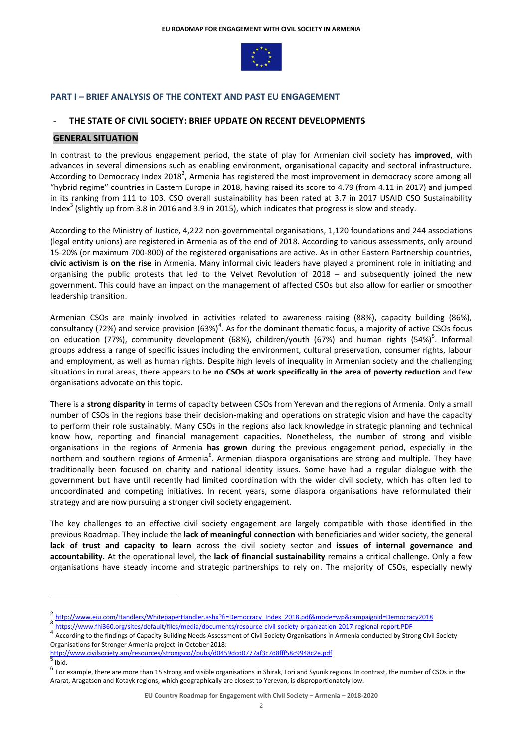## PART I – BRIEF ANALYSIS OF THE CONTEXT AND PAST EU ENGAGEMENT

### - THE STATE OF CIVIL SOCIETY: BRIEF UPDATE ON RECENT DEVELOPMENTS

#### GENERAL SITUATION

In contrast to the previous engagement period, the state of play for Armenian civil society has **improved**, with advances in several dimensions such as enabling environment, organisational capacity and sectoral infrastructure. According to Democracy Index 2018[2], Armenia has registered the most improvement in democracy score among all "hybrid regime" countries in Eastern Europe in 2018, having raised its score to 4.79 (from 4.11 in 2017) and jumped in its ranking from 111 to 103. CSO overall sustainability has been rated at 3.7 in 2017 USAID CSO Sustainability Index[3] (slightly up from 3.8 in 2016 and 3.9 in 2015), which indicates that progress is slow and steady.

According to the Ministry of Justice, 4,222 non-governmental organisations, 1,120 foundations and 244 associations (legal entity unions) are registered in Armenia as of the end of 2018. According to various assessments, only around 15-20% (or maximum 700-800) of the registered organisations are active. As in other Eastern Partnership countries, **civic activism is on the rise** in Armenia. Many informal civic leaders have played a prominent role in initiating and organising the public protests that led to the Velvet Revolution of 2018 – and subsequently joined the new government. This could have an impact on the management of affected CSOs but also allow for earlier or smoother leadership transition.

Armenian CSOs are mainly involved in activities related to awareness raising (88%), capacity building (86%), consultancy (72%) and service provision (63%)[4]. As for the dominant thematic focus, a majority of active CSOs focus on education (77%), community development (68%), children/youth (67%) and human rights (54%)[5]. Informal groups address a range of specific issues including the environment, cultural preservation, consumer rights, labour and employment, as well as human rights. Despite high levels of inequality in Armenian society and the challenging situations in rural areas, there appears to be **no CSOs at work specifically in the area of poverty reduction** and few organisations advocate on this topic.

There is a **strong disparity** in terms of capacity between CSOs from Yerevan and the regions of Armenia. Only a small number of CSOs in the regions base their decision-making and operations on strategic vision and have the capacity to perform their role sustainably. Many CSOs in the regions also lack knowledge in strategic planning and technical know how, reporting and financial management capacities. Nonetheless, the number of strong and visible organisations in the regions of Armenia **has grown** during the previous engagement period, especially in the northern and southern regions of Armenia[6]. Armenian diaspora organisations are strong and multiple. They have traditionally been focused on charity and national identity issues. Some have had a regular dialogue with the government but have until recently had limited coordination with the wider civil society, which has often led to uncoordinated and competing initiatives. In recent years, some diaspora organisations have reformulated their strategy and are now pursuing a stronger civil society engagement.

The key challenges to an effective civil society engagement are largely compatible with those identified in the previous Roadmap. They include the **lack of meaningful connection** with beneficiaries and wider society, the general **lack of trust and capacity to learn** across the civil society sector and **issues of internal governance and accountability.** At the operational level, the **lack of financial sustainability** remains a critical challenge. Only a few organisations have steady income and strategic partnerships to rely on. The majority of CSOs, especially newly

---

[2] http://www.eiu.com/Handlers/WhitepaperHandler.ashx?fi=Democracy_Index_2018.pdf&mode=wp&campaignid=Democracy2018

[3] https://www.fhi360.org/sites/default/files/media/documents/resource-civil-society-organization-2017-regional-report.PDF

[4] According to the findings of Capacity Building Needs Assessment of Civil Society Organisations in Armenia conducted by Strong Civil Society Organisations for Stronger Armenia project in October 2018: http://www.civilsociety.am/resources/strongsco//pubs/d0459dcd0777af3c7d8fff58c9948c2e.pdf

[5] Ibid.

[6] For example, there are more than 15 strong and visible organisations in Shirak, Lori and Syunik regions. In contrast, the number of CSOs in the Ararat, Aragatson and Kotayk regions, which geographically are closest to Yerevan, is disproportionately low.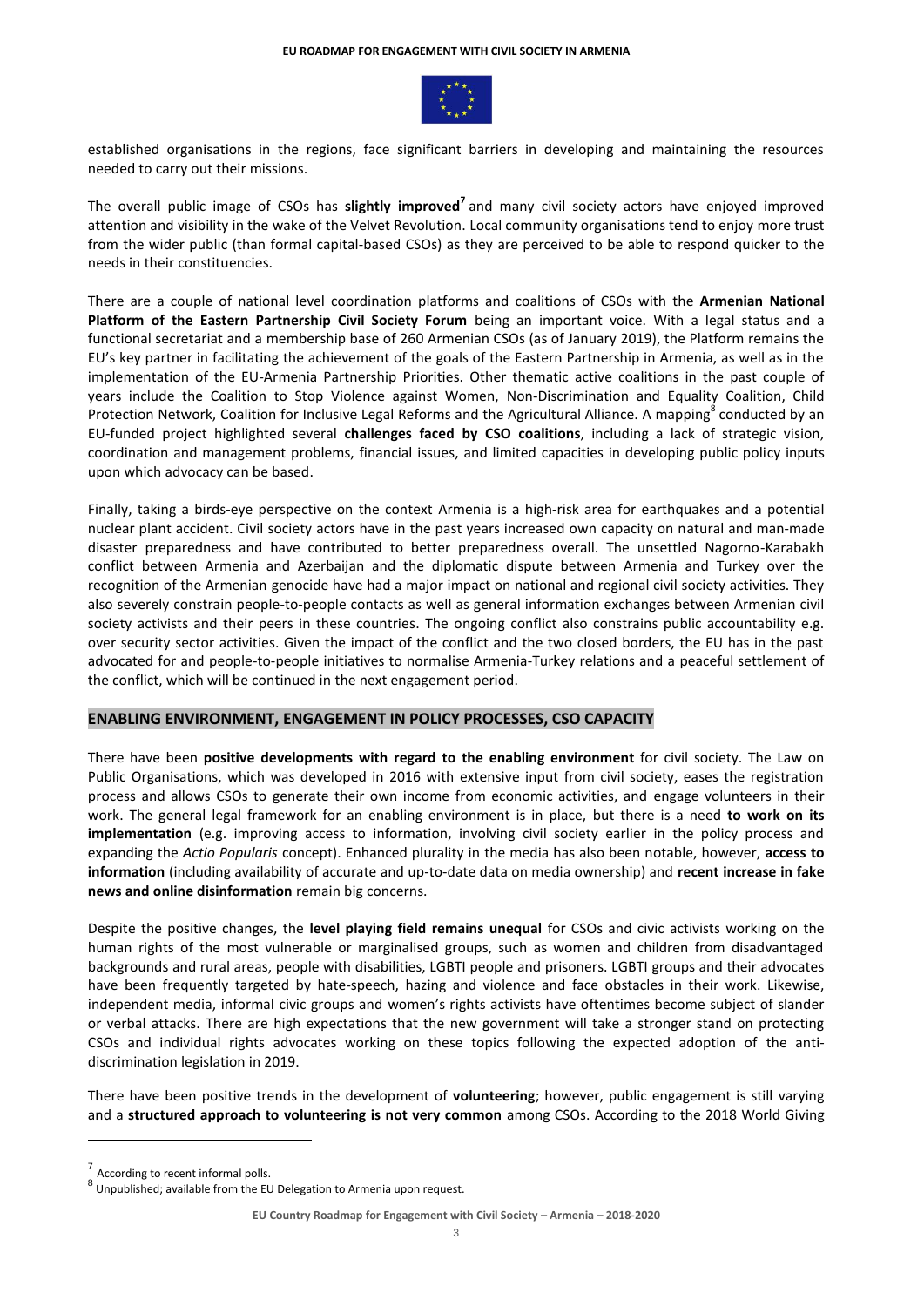established organisations in the regions, face significant barriers in developing and maintaining the resources needed to carry out their missions.

The overall public image of CSOs has **slightly improved**[7] and many civil society actors have enjoyed improved attention and visibility in the wake of the Velvet Revolution. Local community organisations tend to enjoy more trust from the wider public (than formal capital-based CSOs) as they are perceived to be able to respond quicker to the needs in their constituencies.

There are a couple of national level coordination platforms and coalitions of CSOs with the **Armenian National Platform of the Eastern Partnership Civil Society Forum** being an important voice. With a legal status and a functional secretariat and a membership base of 260 Armenian CSOs (as of January 2019), the Platform remains the EU's key partner in facilitating the achievement of the goals of the Eastern Partnership in Armenia, as well as in the implementation of the EU-Armenia Partnership Priorities. Other thematic active coalitions in the past couple of years include the Coalition to Stop Violence against Women, Non-Discrimination and Equality Coalition, Child Protection Network, Coalition for Inclusive Legal Reforms and the Agricultural Alliance. A mapping[8] conducted by an EU-funded project highlighted several **challenges faced by CSO coalitions**, including a lack of strategic vision, coordination and management problems, financial issues, and limited capacities in developing public policy inputs upon which advocacy can be based.

Finally, taking a birds-eye perspective on the context Armenia is a high-risk area for earthquakes and a potential nuclear plant accident. Civil society actors have in the past years increased own capacity on natural and man-made disaster preparedness and have contributed to better preparedness overall. The unsettled Nagorno-Karabakh conflict between Armenia and Azerbaijan and the diplomatic dispute between Armenia and Turkey over the recognition of the Armenian genocide have had a major impact on national and regional civil society activities. They also severely constrain people-to-people contacts as well as general information exchanges between Armenian civil society activists and their peers in these countries. The ongoing conflict also constrains public accountability e.g. over security sector activities. Given the impact of the conflict and the two closed borders, the EU has in the past advocated for and people-to-people initiatives to normalise Armenia-Turkey relations and a peaceful settlement of the conflict, which will be continued in the next engagement period.

## ENABLING ENVIRONMENT, ENGAGEMENT IN POLICY PROCESSES, CSO CAPACITY

There have been **positive developments with regard to the enabling environment** for civil society. The Law on Public Organisations, which was developed in 2016 with extensive input from civil society, eases the registration process and allows CSOs to generate their own income from economic activities, and engage volunteers in their work. The general legal framework for an enabling environment is in place, but there is a need **to work on its implementation** (e.g. improving access to information, involving civil society earlier in the policy process and expanding the *Actio Popularis* concept). Enhanced plurality in the media has also been notable, however, **access to information** (including availability of accurate and up-to-date data on media ownership) and **recent increase in fake news and online disinformation** remain big concerns.

Despite the positive changes, the **level playing field remains unequal** for CSOs and civic activists working on the human rights of the most vulnerable or marginalised groups, such as women and children from disadvantaged backgrounds and rural areas, people with disabilities, LGBTI people and prisoners. LGBTI groups and their advocates have been frequently targeted by hate-speech, hazing and violence and face obstacles in their work. Likewise, independent media, informal civic groups and women's rights activists have oftentimes become subject of slander or verbal attacks. There are high expectations that the new government will take a stronger stand on protecting CSOs and individual rights advocates working on these topics following the expected adoption of the anti-discrimination legislation in 2019.

There have been positive trends in the development of **volunteering**; however, public engagement is still varying and a **structured approach to volunteering is not very common** among CSOs. According to the 2018 World Giving

---

[7] According to recent informal polls.

[8] Unpublished; available from the EU Delegation to Armenia upon request.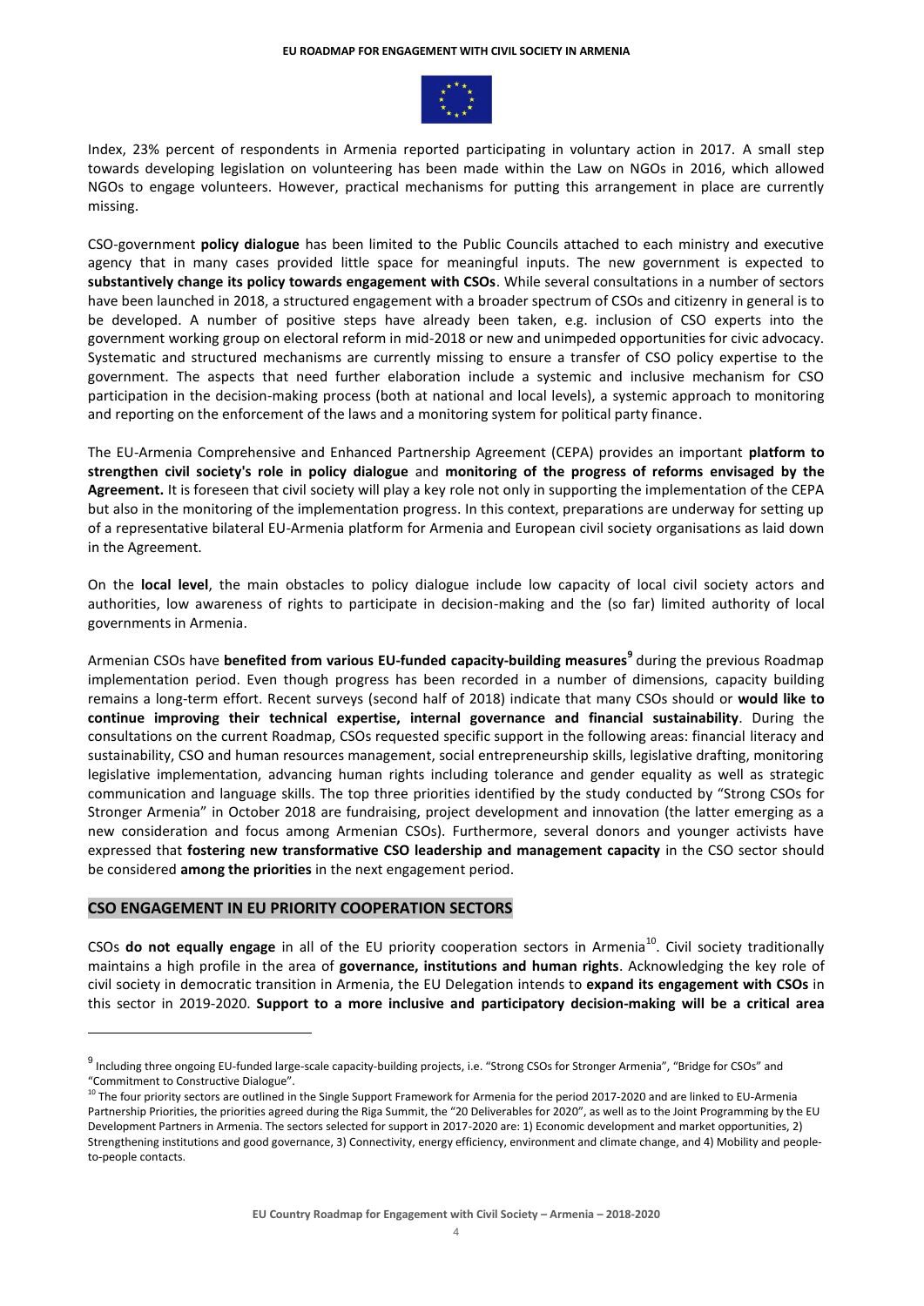Index, 23% percent of respondents in Armenia reported participating in voluntary action in 2017. A small step towards developing legislation on volunteering has been made within the Law on NGOs in 2016, which allowed NGOs to engage volunteers. However, practical mechanisms for putting this arrangement in place are currently missing.

CSO-government **policy dialogue** has been limited to the Public Councils attached to each ministry and executive agency that in many cases provided little space for meaningful inputs. The new government is expected to **substantively change its policy towards engagement with CSOs**. While several consultations in a number of sectors have been launched in 2018, a structured engagement with a broader spectrum of CSOs and citizenry in general is to be developed. A number of positive steps have already been taken, e.g. inclusion of CSO experts into the government working group on electoral reform in mid-2018 or new and unimpeded opportunities for civic advocacy. Systematic and structured mechanisms are currently missing to ensure a transfer of CSO policy expertise to the government. The aspects that need further elaboration include a systemic and inclusive mechanism for CSO participation in the decision-making process (both at national and local levels), a systemic approach to monitoring and reporting on the enforcement of the laws and a monitoring system for political party finance.

The EU-Armenia Comprehensive and Enhanced Partnership Agreement (CEPA) provides an important **platform to strengthen civil society's role in policy dialogue** and **monitoring of the progress of reforms envisaged by the Agreement.** It is foreseen that civil society will play a key role not only in supporting the implementation of the CEPA but also in the monitoring of the implementation progress. In this context, preparations are underway for setting up of a representative bilateral EU-Armenia platform for Armenia and European civil society organisations as laid down in the Agreement.

On the **local level**, the main obstacles to policy dialogue include low capacity of local civil society actors and authorities, low awareness of rights to participate in decision-making and the (so far) limited authority of local governments in Armenia.

Armenian CSOs have **benefited from various EU-funded capacity-building measures**[9] during the previous Roadmap implementation period. Even though progress has been recorded in a number of dimensions, capacity building remains a long-term effort. Recent surveys (second half of 2018) indicate that many CSOs should or **would like to continue improving their technical expertise, internal governance and financial sustainability**. During the consultations on the current Roadmap, CSOs requested specific support in the following areas: financial literacy and sustainability, CSO and human resources management, social entrepreneurship skills, legislative drafting, monitoring legislative implementation, advancing human rights including tolerance and gender equality as well as strategic communication and language skills. The top three priorities identified by the study conducted by "Strong CSOs for Stronger Armenia" in October 2018 are fundraising, project development and innovation (the latter emerging as a new consideration and focus among Armenian CSOs). Furthermore, several donors and younger activists have expressed that **fostering new transformative CSO leadership and management capacity** in the CSO sector should be considered **among the priorities** in the next engagement period.

## CSO ENGAGEMENT IN EU PRIORITY COOPERATION SECTORS

CSOs **do not equally engage** in all of the EU priority cooperation sectors in Armenia[10]. Civil society traditionally maintains a high profile in the area of **governance, institutions and human rights**. Acknowledging the key role of civil society in democratic transition in Armenia, the EU Delegation intends to **expand its engagement with CSOs** in this sector in 2019-2020. **Support to a more inclusive and participatory decision-making will be a critical area**

---

[9] Including three ongoing EU-funded large-scale capacity-building projects, i.e. "Strong CSOs for Stronger Armenia", "Bridge for CSOs" and "Commitment to Constructive Dialogue".

[10] The four priority sectors are outlined in the Single Support Framework for Armenia for the period 2017-2020 and are linked to EU-Armenia Partnership Priorities, the priorities agreed during the Riga Summit, the "20 Deliverables for 2020", as well as to the Joint Programming by the EU Development Partners in Armenia. The sectors selected for support in 2017-2020 are: 1) Economic development and market opportunities, 2) Strengthening institutions and good governance, 3) Connectivity, energy efficiency, environment and climate change, and 4) Mobility and people-to-people contacts.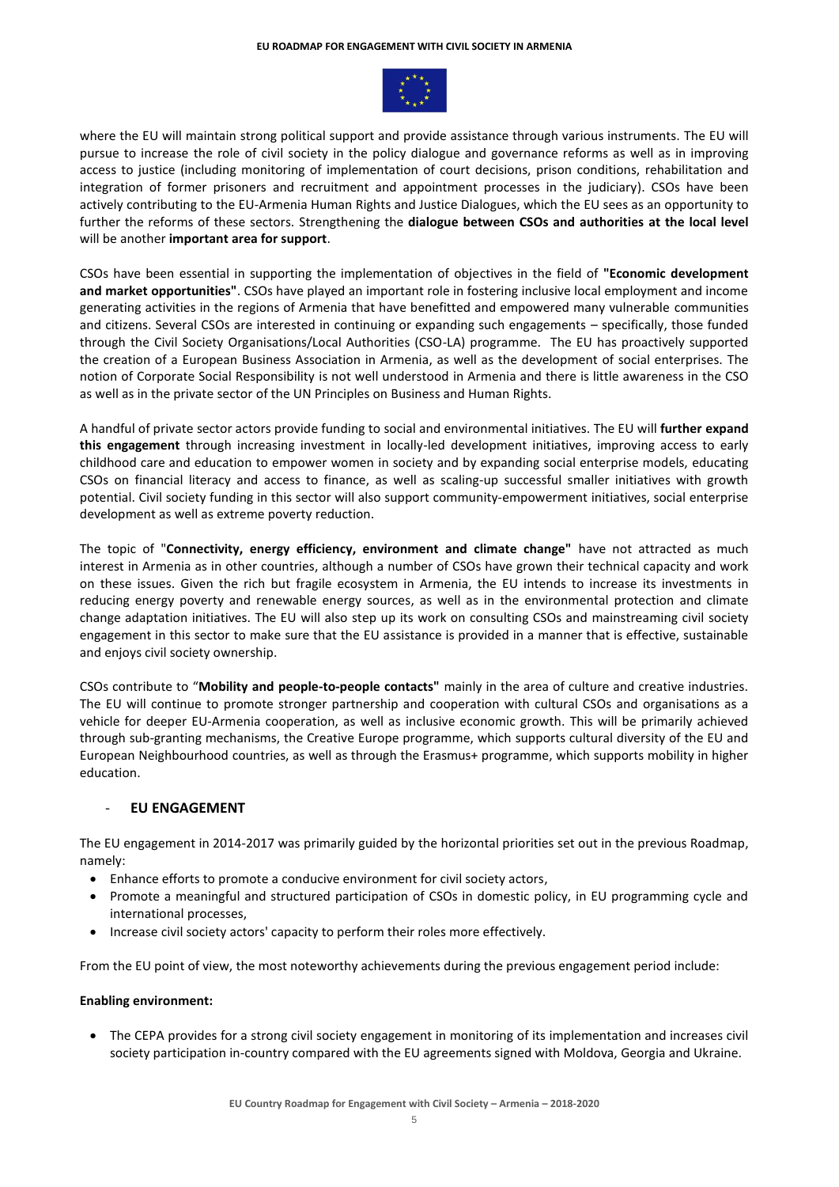where the EU will maintain strong political support and provide assistance through various instruments. The EU will pursue to increase the role of civil society in the policy dialogue and governance reforms as well as in improving access to justice (including monitoring of implementation of court decisions, prison conditions, rehabilitation and integration of former prisoners and recruitment and appointment processes in the judiciary). CSOs have been actively contributing to the EU-Armenia Human Rights and Justice Dialogues, which the EU sees as an opportunity to further the reforms of these sectors. Strengthening the **dialogue between CSOs and authorities at the local level** will be another **important area for support**.

CSOs have been essential in supporting the implementation of objectives in the field of **"Economic development and market opportunities"**. CSOs have played an important role in fostering inclusive local employment and income generating activities in the regions of Armenia that have benefitted and empowered many vulnerable communities and citizens. Several CSOs are interested in continuing or expanding such engagements – specifically, those funded through the Civil Society Organisations/Local Authorities (CSO-LA) programme. The EU has proactively supported the creation of a European Business Association in Armenia, as well as the development of social enterprises. The notion of Corporate Social Responsibility is not well understood in Armenia and there is little awareness in the CSO as well as in the private sector of the UN Principles on Business and Human Rights.

A handful of private sector actors provide funding to social and environmental initiatives. The EU will **further expand this engagement** through increasing investment in locally-led development initiatives, improving access to early childhood care and education to empower women in society and by expanding social enterprise models, educating CSOs on financial literacy and access to finance, as well as scaling-up successful smaller initiatives with growth potential. Civil society funding in this sector will also support community-empowerment initiatives, social enterprise development as well as extreme poverty reduction.

The topic of "**Connectivity, energy efficiency, environment and climate change"** have not attracted as much interest in Armenia as in other countries, although a number of CSOs have grown their technical capacity and work on these issues. Given the rich but fragile ecosystem in Armenia, the EU intends to increase its investments in reducing energy poverty and renewable energy sources, as well as in the environmental protection and climate change adaptation initiatives. The EU will also step up its work on consulting CSOs and mainstreaming civil society engagement in this sector to make sure that the EU assistance is provided in a manner that is effective, sustainable and enjoys civil society ownership.

CSOs contribute to "**Mobility and people-to-people contacts"** mainly in the area of culture and creative industries. The EU will continue to promote stronger partnership and cooperation with cultural CSOs and organisations as a vehicle for deeper EU-Armenia cooperation, as well as inclusive economic growth. This will be primarily achieved through sub-granting mechanisms, the Creative Europe programme, which supports cultural diversity of the EU and European Neighbourhood countries, as well as through the Erasmus+ programme, which supports mobility in higher education.

## - EU ENGAGEMENT

The EU engagement in 2014-2017 was primarily guided by the horizontal priorities set out in the previous Roadmap, namely:

- Enhance efforts to promote a conducive environment for civil society actors,
- Promote a meaningful and structured participation of CSOs in domestic policy, in EU programming cycle and international processes,
- Increase civil society actors' capacity to perform their roles more effectively.

From the EU point of view, the most noteworthy achievements during the previous engagement period include:

**Enabling environment:**

- The CEPA provides for a strong civil society engagement in monitoring of its implementation and increases civil society participation in-country compared with the EU agreements signed with Moldova, Georgia and Ukraine.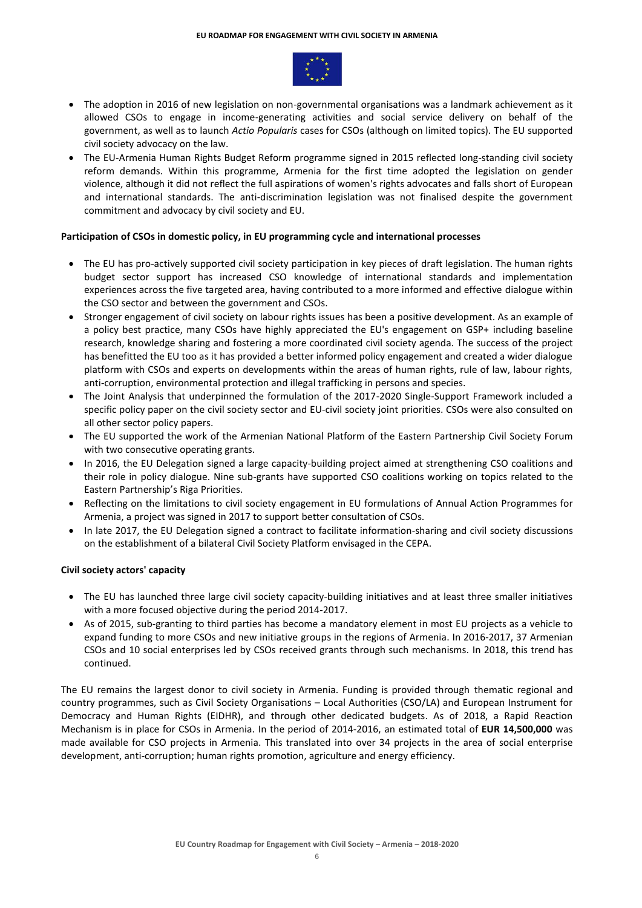- The adoption in 2016 of new legislation on non-governmental organisations was a landmark achievement as it allowed CSOs to engage in income-generating activities and social service delivery on behalf of the government, as well as to launch *Actio Popularis* cases for CSOs (although on limited topics). The EU supported civil society advocacy on the law.
- The EU-Armenia Human Rights Budget Reform programme signed in 2015 reflected long-standing civil society reform demands. Within this programme, Armenia for the first time adopted the legislation on gender violence, although it did not reflect the full aspirations of women's rights advocates and falls short of European and international standards. The anti-discrimination legislation was not finalised despite the government commitment and advocacy by civil society and EU.

**Participation of CSOs in domestic policy, in EU programming cycle and international processes**

- The EU has pro-actively supported civil society participation in key pieces of draft legislation. The human rights budget sector support has increased CSO knowledge of international standards and implementation experiences across the five targeted area, having contributed to a more informed and effective dialogue within the CSO sector and between the government and CSOs.
- Stronger engagement of civil society on labour rights issues has been a positive development. As an example of a policy best practice, many CSOs have highly appreciated the EU's engagement on GSP+ including baseline research, knowledge sharing and fostering a more coordinated civil society agenda. The success of the project has benefitted the EU too as it has provided a better informed policy engagement and created a wider dialogue platform with CSOs and experts on developments within the areas of human rights, rule of law, labour rights, anti-corruption, environmental protection and illegal trafficking in persons and species.
- The Joint Analysis that underpinned the formulation of the 2017-2020 Single-Support Framework included a specific policy paper on the civil society sector and EU-civil society joint priorities. CSOs were also consulted on all other sector policy papers.
- The EU supported the work of the Armenian National Platform of the Eastern Partnership Civil Society Forum with two consecutive operating grants.
- In 2016, the EU Delegation signed a large capacity-building project aimed at strengthening CSO coalitions and their role in policy dialogue. Nine sub-grants have supported CSO coalitions working on topics related to the Eastern Partnership's Riga Priorities.
- Reflecting on the limitations to civil society engagement in EU formulations of Annual Action Programmes for Armenia, a project was signed in 2017 to support better consultation of CSOs.
- In late 2017, the EU Delegation signed a contract to facilitate information-sharing and civil society discussions on the establishment of a bilateral Civil Society Platform envisaged in the CEPA.

**Civil society actors' capacity**

- The EU has launched three large civil society capacity-building initiatives and at least three smaller initiatives with a more focused objective during the period 2014-2017.
- As of 2015, sub-granting to third parties has become a mandatory element in most EU projects as a vehicle to expand funding to more CSOs and new initiative groups in the regions of Armenia. In 2016-2017, 37 Armenian CSOs and 10 social enterprises led by CSOs received grants through such mechanisms. In 2018, this trend has continued.

The EU remains the largest donor to civil society in Armenia. Funding is provided through thematic regional and country programmes, such as Civil Society Organisations – Local Authorities (CSO/LA) and European Instrument for Democracy and Human Rights (EIDHR), and through other dedicated budgets. As of 2018, a Rapid Reaction Mechanism is in place for CSOs in Armenia. In the period of 2014-2016, an estimated total of **EUR 14,500,000** was made available for CSO projects in Armenia. This translated into over 34 projects in the area of social enterprise development, anti-corruption; human rights promotion, agriculture and energy efficiency.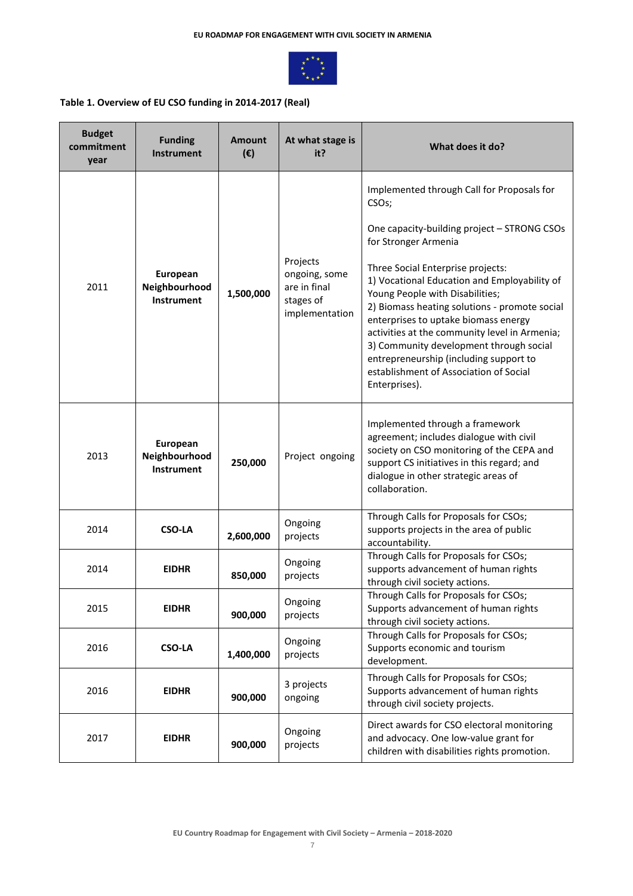**Table 1. Overview of EU CSO funding in 2014-2017 (Real)**

| Budget commitment year | Funding Instrument | Amount (€) | At what stage is it? | What does it do? |
|---|---|---|---|---|
| 2011 | **European Neighbourhood Instrument** | **1,500,000** | Projects ongoing, some are in final stages of implementation | Implemented through Call for Proposals for CSOs;<br><br>One capacity-building project – STRONG CSOs for Stronger Armenia<br><br>Three Social Enterprise projects:<br>1) Vocational Education and Employability of Young People with Disabilities;<br>2) Biomass heating solutions - promote social enterprises to uptake biomass energy activities at the community level in Armenia;<br>3) Community development through social entrepreneurship (including support to establishment of Association of Social Enterprises). |
| 2013 | **European Neighbourhood Instrument** | **250,000** | Project ongoing | Implemented through a framework agreement; includes dialogue with civil society on CSO monitoring of the CEPA and support CS initiatives in this regard; and dialogue in other strategic areas of collaboration. |
| 2014 | **CSO-LA** | **2,600,000** | Ongoing projects | Through Calls for Proposals for CSOs; supports projects in the area of public accountability. |
| 2014 | **EIDHR** | **850,000** | Ongoing projects | Through Calls for Proposals for CSOs; supports advancement of human rights through civil society actions. |
| 2015 | **EIDHR** | **900,000** | Ongoing projects | Through Calls for Proposals for CSOs; Supports advancement of human rights through civil society actions. |
| 2016 | **CSO-LA** | **1,400,000** | Ongoing projects | Through Calls for Proposals for CSOs; Supports economic and tourism development. |
| 2016 | **EIDHR** | **900,000** | 3 projects ongoing | Through Calls for Proposals for CSOs; Supports advancement of human rights through civil society projects. |
| 2017 | **EIDHR** | **900,000** | Ongoing projects | Direct awards for CSO electoral monitoring and advocacy. One low-value grant for children with disabilities rights promotion. |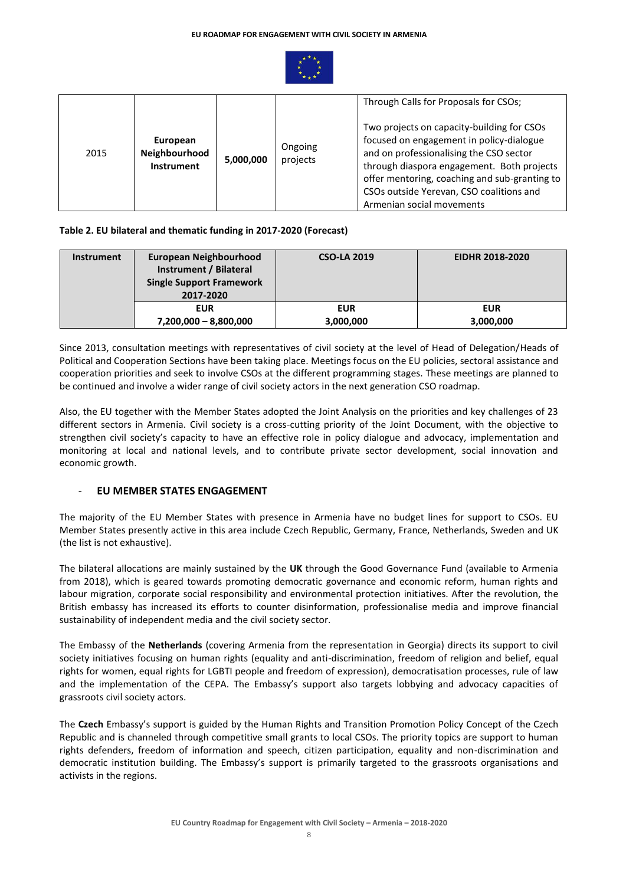| 2015 | **European Neighbourhood Instrument** | **5,000,000** | Ongoing projects | Through Calls for Proposals for CSOs;<br><br>Two projects on capacity-building for CSOs focused on engagement in policy-dialogue and on professionalising the CSO sector through diaspora engagement. Both projects offer mentoring, coaching and sub-granting to CSOs outside Yerevan, CSO coalitions and Armenian social movements |
|---|---|---|---|---|

**Table 2. EU bilateral and thematic funding in 2017-2020 (Forecast)**

| **Instrument** | **European Neighbourhood Instrument / Bilateral Single Support Framework 2017-2020** | **CSO-LA 2019** | **EIDHR 2018-2020** |
|---|---|---|---|
| | **EUR 7,200,000 – 8,800,000** | **EUR 3,000,000** | **EUR 3,000,000** |

Since 2013, consultation meetings with representatives of civil society at the level of Head of Delegation/Heads of Political and Cooperation Sections have been taking place. Meetings focus on the EU policies, sectoral assistance and cooperation priorities and seek to involve CSOs at the different programming stages. These meetings are planned to be continued and involve a wider range of civil society actors in the next generation CSO roadmap.

Also, the EU together with the Member States adopted the Joint Analysis on the priorities and key challenges of 23 different sectors in Armenia. Civil society is a cross-cutting priority of the Joint Document, with the objective to strengthen civil society's capacity to have an effective role in policy dialogue and advocacy, implementation and monitoring at local and national levels, and to contribute private sector development, social innovation and economic growth.

- **EU MEMBER STATES ENGAGEMENT**

The majority of the EU Member States with presence in Armenia have no budget lines for support to CSOs. EU Member States presently active in this area include Czech Republic, Germany, France, Netherlands, Sweden and UK (the list is not exhaustive).

The bilateral allocations are mainly sustained by the **UK** through the Good Governance Fund (available to Armenia from 2018), which is geared towards promoting democratic governance and economic reform, human rights and labour migration, corporate social responsibility and environmental protection initiatives. After the revolution, the British embassy has increased its efforts to counter disinformation, professionalise media and improve financial sustainability of independent media and the civil society sector.

The Embassy of the **Netherlands** (covering Armenia from the representation in Georgia) directs its support to civil society initiatives focusing on human rights (equality and anti-discrimination, freedom of religion and belief, equal rights for women, equal rights for LGBTI people and freedom of expression), democratisation processes, rule of law and the implementation of the CEPA. The Embassy's support also targets lobbying and advocacy capacities of grassroots civil society actors.

The **Czech** Embassy's support is guided by the Human Rights and Transition Promotion Policy Concept of the Czech Republic and is channeled through competitive small grants to local CSOs. The priority topics are support to human rights defenders, freedom of information and speech, citizen participation, equality and non-discrimination and democratic institution building. The Embassy's support is primarily targeted to the grassroots organisations and activists in the regions.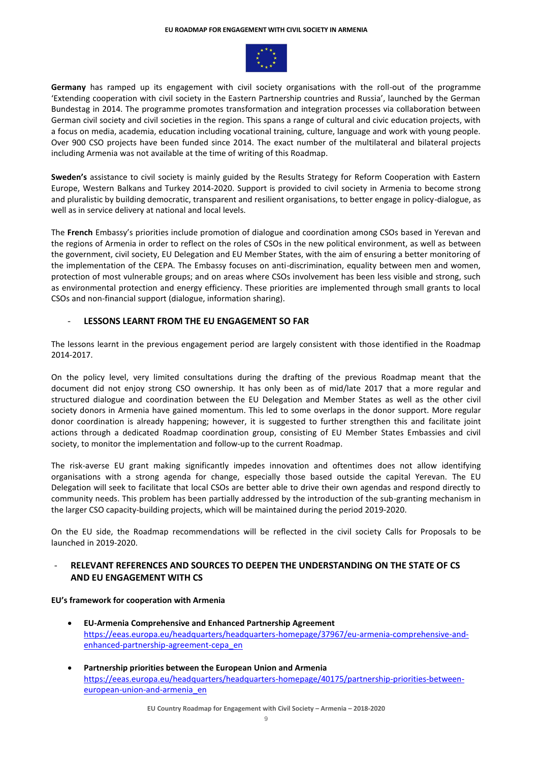**Germany** has ramped up its engagement with civil society organisations with the roll-out of the programme 'Extending cooperation with civil society in the Eastern Partnership countries and Russia', launched by the German Bundestag in 2014. The programme promotes transformation and integration processes via collaboration between German civil society and civil societies in the region. This spans a range of cultural and civic education projects, with a focus on media, academia, education including vocational training, culture, language and work with young people. Over 900 CSO projects have been funded since 2014. The exact number of the multilateral and bilateral projects including Armenia was not available at the time of writing of this Roadmap.

**Sweden's** assistance to civil society is mainly guided by the Results Strategy for Reform Cooperation with Eastern Europe, Western Balkans and Turkey 2014-2020. Support is provided to civil society in Armenia to become strong and pluralistic by building democratic, transparent and resilient organisations, to better engage in policy-dialogue, as well as in service delivery at national and local levels.

The **French** Embassy's priorities include promotion of dialogue and coordination among CSOs based in Yerevan and the regions of Armenia in order to reflect on the roles of CSOs in the new political environment, as well as between the government, civil society, EU Delegation and EU Member States, with the aim of ensuring a better monitoring of the implementation of the CEPA. The Embassy focuses on anti-discrimination, equality between men and women, protection of most vulnerable groups; and on areas where CSOs involvement has been less visible and strong, such as environmental protection and energy efficiency. These priorities are implemented through small grants to local CSOs and non-financial support (dialogue, information sharing).

## - LESSONS LEARNT FROM THE EU ENGAGEMENT SO FAR

The lessons learnt in the previous engagement period are largely consistent with those identified in the Roadmap 2014-2017.

On the policy level, very limited consultations during the drafting of the previous Roadmap meant that the document did not enjoy strong CSO ownership. It has only been as of mid/late 2017 that a more regular and structured dialogue and coordination between the EU Delegation and Member States as well as the other civil society donors in Armenia have gained momentum. This led to some overlaps in the donor support. More regular donor coordination is already happening; however, it is suggested to further strengthen this and facilitate joint actions through a dedicated Roadmap coordination group, consisting of EU Member States Embassies and civil society, to monitor the implementation and follow-up to the current Roadmap.

The risk-averse EU grant making significantly impedes innovation and oftentimes does not allow identifying organisations with a strong agenda for change, especially those based outside the capital Yerevan. The EU Delegation will seek to facilitate that local CSOs are better able to drive their own agendas and respond directly to community needs. This problem has been partially addressed by the introduction of the sub-granting mechanism in the larger CSO capacity-building projects, which will be maintained during the period 2019-2020.

On the EU side, the Roadmap recommendations will be reflected in the civil society Calls for Proposals to be launched in 2019-2020.

## - RELEVANT REFERENCES AND SOURCES TO DEEPEN THE UNDERSTANDING ON THE STATE OF CS AND EU ENGAGEMENT WITH CS

**EU's framework for cooperation with Armenia**

- **EU-Armenia Comprehensive and Enhanced Partnership Agreement**
  https://eeas.europa.eu/headquarters/headquarters-homepage/37967/eu-armenia-comprehensive-and-enhanced-partnership-agreement-cepa_en

- **Partnership priorities between the European Union and Armenia**
  https://eeas.europa.eu/headquarters/headquarters-homepage/40175/partnership-priorities-between-european-union-and-armenia_en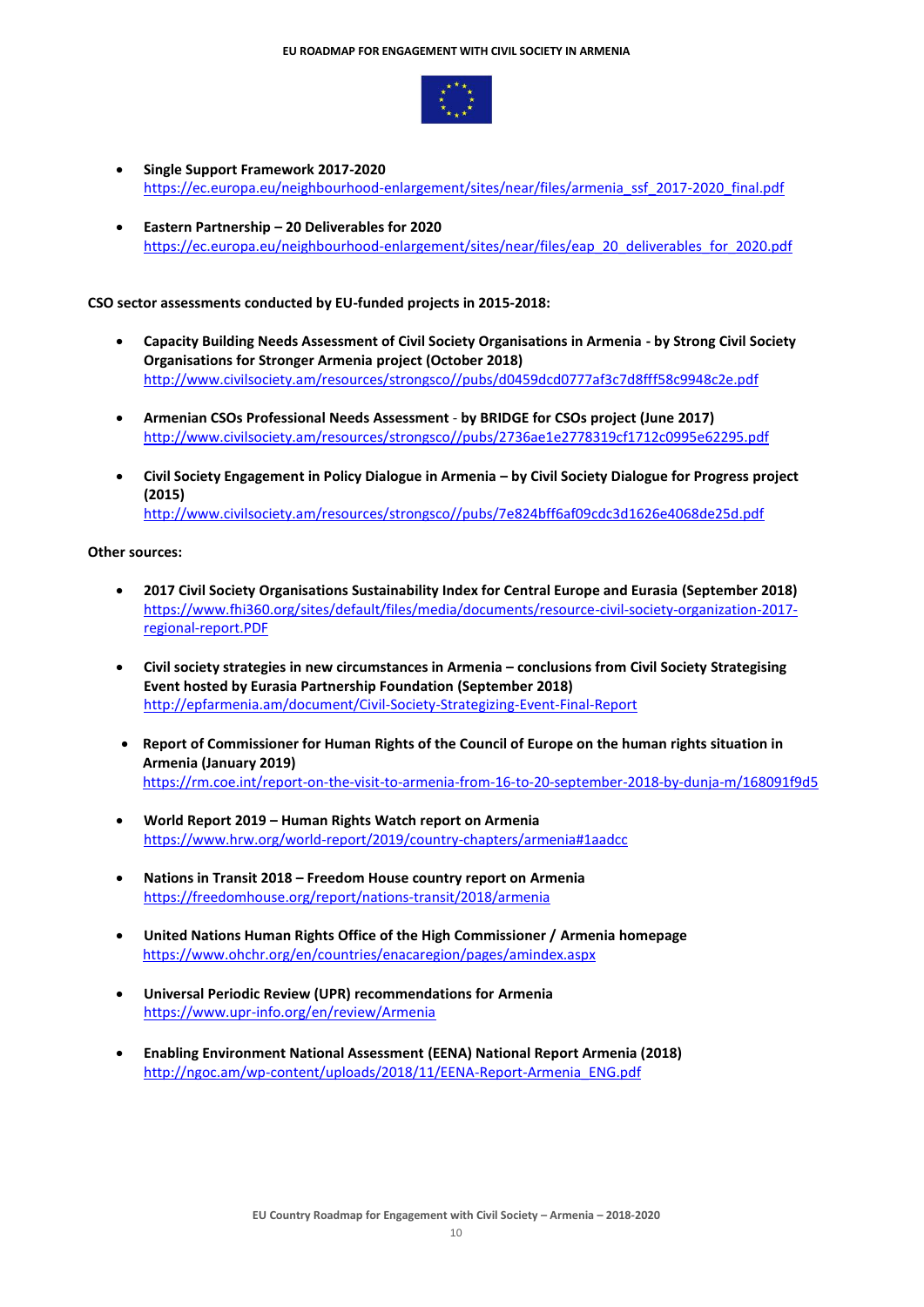- **Single Support Framework 2017-2020**
  https://ec.europa.eu/neighbourhood-enlargement/sites/near/files/armenia_ssf_2017-2020_final.pdf

- **Eastern Partnership – 20 Deliverables for 2020**
  https://ec.europa.eu/neighbourhood-enlargement/sites/near/files/eap_20_deliverables_for_2020.pdf

**CSO sector assessments conducted by EU-funded projects in 2015-2018:**

- **Capacity Building Needs Assessment of Civil Society Organisations in Armenia - by Strong Civil Society Organisations for Stronger Armenia project (October 2018)**
  http://www.civilsociety.am/resources/strongsco//pubs/d0459dcd0777af3c7d8fff58c9948c2e.pdf

- **Armenian CSOs Professional Needs Assessment - by BRIDGE for CSOs project (June 2017)**
  http://www.civilsociety.am/resources/strongsco//pubs/2736ae1e2778319cf1712c0995e62295.pdf

- **Civil Society Engagement in Policy Dialogue in Armenia – by Civil Society Dialogue for Progress project (2015)**
  http://www.civilsociety.am/resources/strongsco//pubs/7e824bff6af09cdc3d1626e4068de25d.pdf

**Other sources:**

- **2017 Civil Society Organisations Sustainability Index for Central Europe and Eurasia (September 2018)**
  https://www.fhi360.org/sites/default/files/media/documents/resource-civil-society-organization-2017-regional-report.PDF

- **Civil society strategies in new circumstances in Armenia – conclusions from Civil Society Strategising Event hosted by Eurasia Partnership Foundation (September 2018)**
  http://epfarmenia.am/document/Civil-Society-Strategizing-Event-Final-Report

- **Report of Commissioner for Human Rights of the Council of Europe on the human rights situation in Armenia (January 2019)**
  https://rm.coe.int/report-on-the-visit-to-armenia-from-16-to-20-september-2018-by-dunja-m/168091f9d5

- **World Report 2019 – Human Rights Watch report on Armenia**
  https://www.hrw.org/world-report/2019/country-chapters/armenia#1aadcc

- **Nations in Transit 2018 – Freedom House country report on Armenia**
  https://freedomhouse.org/report/nations-transit/2018/armenia

- **United Nations Human Rights Office of the High Commissioner / Armenia homepage**
  https://www.ohchr.org/en/countries/enacaregion/pages/amindex.aspx

- **Universal Periodic Review (UPR) recommendations for Armenia**
  https://www.upr-info.org/en/review/Armenia

- **Enabling Environment National Assessment (EENA) National Report Armenia (2018)**
  http://ngoc.am/wp-content/uploads/2018/11/EENA-Report-Armenia_ENG.pdf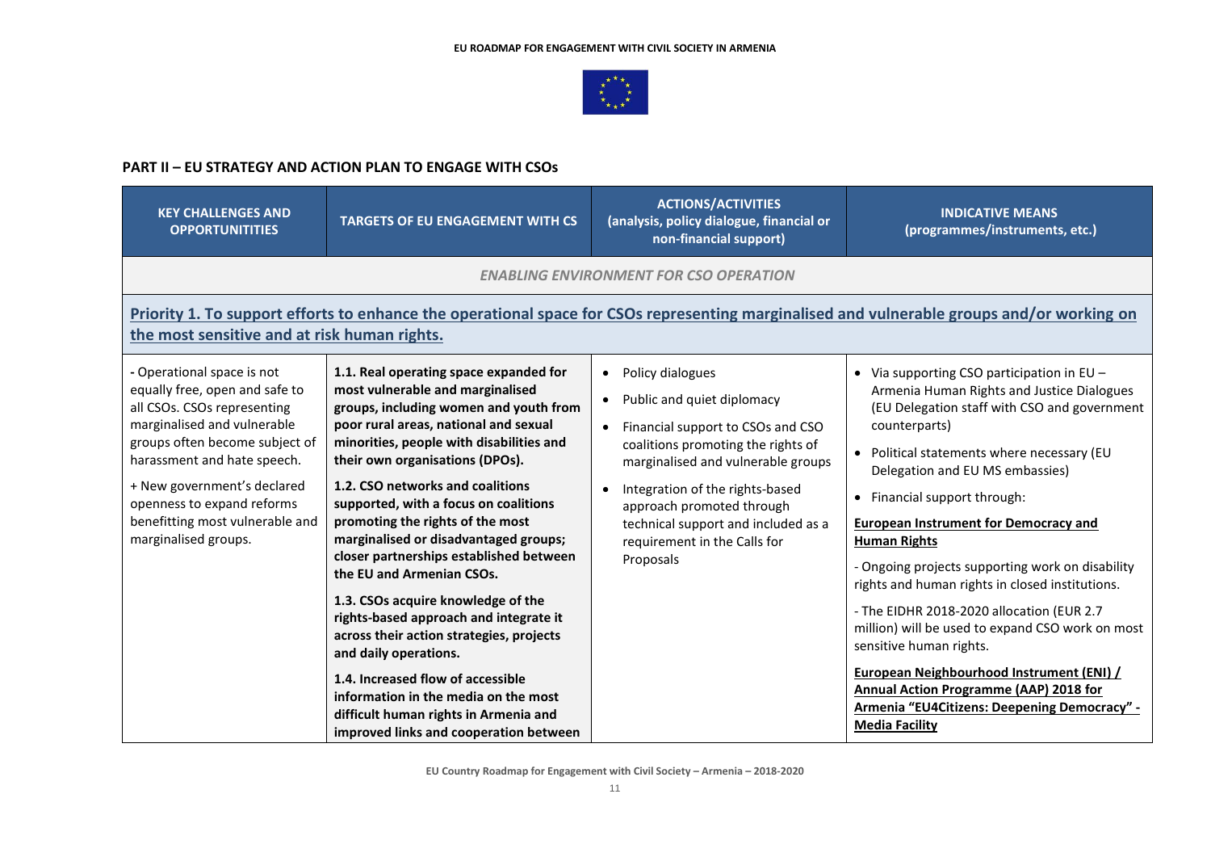## PART II – EU STRATEGY AND ACTION PLAN TO ENGAGE WITH CSOs

| KEY CHALLENGES AND OPPORTUNITITIES | TARGETS OF EU ENGAGEMENT WITH CS | ACTIONS/ACTIVITIES (analysis, policy dialogue, financial or non-financial support) | INDICATIVE MEANS (programmes/instruments, etc.) |
|---|---|---|---|
| *ENABLING ENVIRONMENT FOR CSO OPERATION* | | | |
| **Priority 1. To support efforts to enhance the operational space for CSOs representing marginalised and vulnerable groups and/or working on the most sensitive and at risk human rights.** | | | |
| - Operational space is not equally free, open and safe to all CSOs. CSOs representing marginalised and vulnerable groups often become subject of harassment and hate speech.<br><br>+ New government's declared openness to expand reforms benefitting most vulnerable and marginalised groups. | **1.1. Real operating space expanded for most vulnerable and marginalised groups, including women and youth from poor rural areas, national and sexual minorities, people with disabilities and their own organisations (DPOs).**<br><br>**1.2. CSO networks and coalitions supported, with a focus on coalitions promoting the rights of the most marginalised or disadvantaged groups; closer partnerships established between the EU and Armenian CSOs.**<br><br>**1.3. CSOs acquire knowledge of the rights-based approach and integrate it across their action strategies, projects and daily operations.**<br><br>**1.4. Increased flow of accessible information in the media on the most difficult human rights in Armenia and improved links and cooperation between** | • Policy dialogues<br>• Public and quiet diplomacy<br>• Financial support to CSOs and CSO coalitions promoting the rights of marginalised and vulnerable groups<br>• Integration of the rights-based approach promoted through technical support and included as a requirement in the Calls for Proposals | • Via supporting CSO participation in EU – Armenia Human Rights and Justice Dialogues (EU Delegation staff with CSO and government counterparts)<br>• Political statements where necessary (EU Delegation and EU MS embassies)<br>• Financial support through:<br><br>**European Instrument for Democracy and Human Rights**<br><br>- Ongoing projects supporting work on disability rights and human rights in closed institutions.<br><br>- The EIDHR 2018-2020 allocation (EUR 2.7 million) will be used to expand CSO work on most sensitive human rights.<br><br>**European Neighbourhood Instrument (ENI) / Annual Action Programme (AAP) 2018 for Armenia "EU4Citizens: Deepening Democracy" - Media Facility** |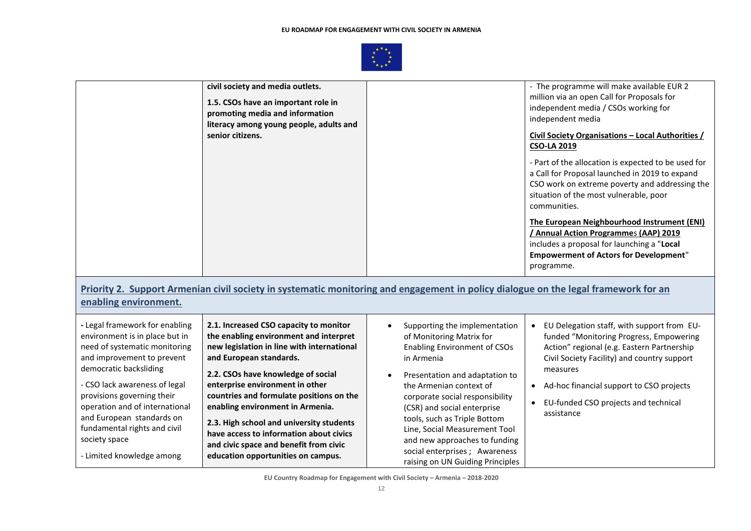| | | | |
|---|---|---|---|
| | **civil society and media outlets.** **1.5. CSOs have an important role in promoting media and information literacy among young people, adults and senior citizens.** | | - The programme will make available EUR 2 million via an open Call for Proposals for independent media / CSOs working for independent media <br> **Civil Society Organisations – Local Authorities / CSO-LA 2019** <br> - Part of the allocation is expected to be used for a Call for Proposal launched in 2019 to expand CSO work on extreme poverty and addressing the situation of the most vulnerable, poor communities. <br> **The European Neighbourhood Instrument (ENI) / Annual Action Programmes (AAP) 2019** includes a proposal for launching a "**Local Empowerment of Actors for Development**" programme. |

## Priority 2. Support Armenian civil society in systematic monitoring and engagement in policy dialogue on the legal framework for an enabling environment.

| | | | |
|---|---|---|---|
| - Legal framework for enabling environment is in place but in need of systematic monitoring and improvement to prevent democratic backsliding <br> - CSO lack awareness of legal provisions governing their operation and of international and European standards on fundamental rights and civil society space <br> - Limited knowledge among | **2.1. Increased CSO capacity to monitor the enabling environment and interpret new legislation in line with international and European standards.** <br> **2.2. CSOs have knowledge of social enterprise environment in other countries and formulate positions on the enabling environment in Armenia.** <br> **2.3. High school and university students have access to information about civics and civic space and benefit from civic education opportunities on campus.** | • Supporting the implementation of Monitoring Matrix for Enabling Environment of CSOs in Armenia <br> • Presentation and adaptation to the Armenian context of corporate social responsibility (CSR) and social enterprise tools, such as Triple Bottom Line, Social Measurement Tool and new approaches to funding social enterprises ; Awareness raising on UN Guiding Principles | • EU Delegation staff, with support from EU-funded "Monitoring Progress, Empowering Action" regional (e.g. Eastern Partnership Civil Society Facility) and country support measures <br> • Ad-hoc financial support to CSO projects <br> • EU-funded CSO projects and technical assistance |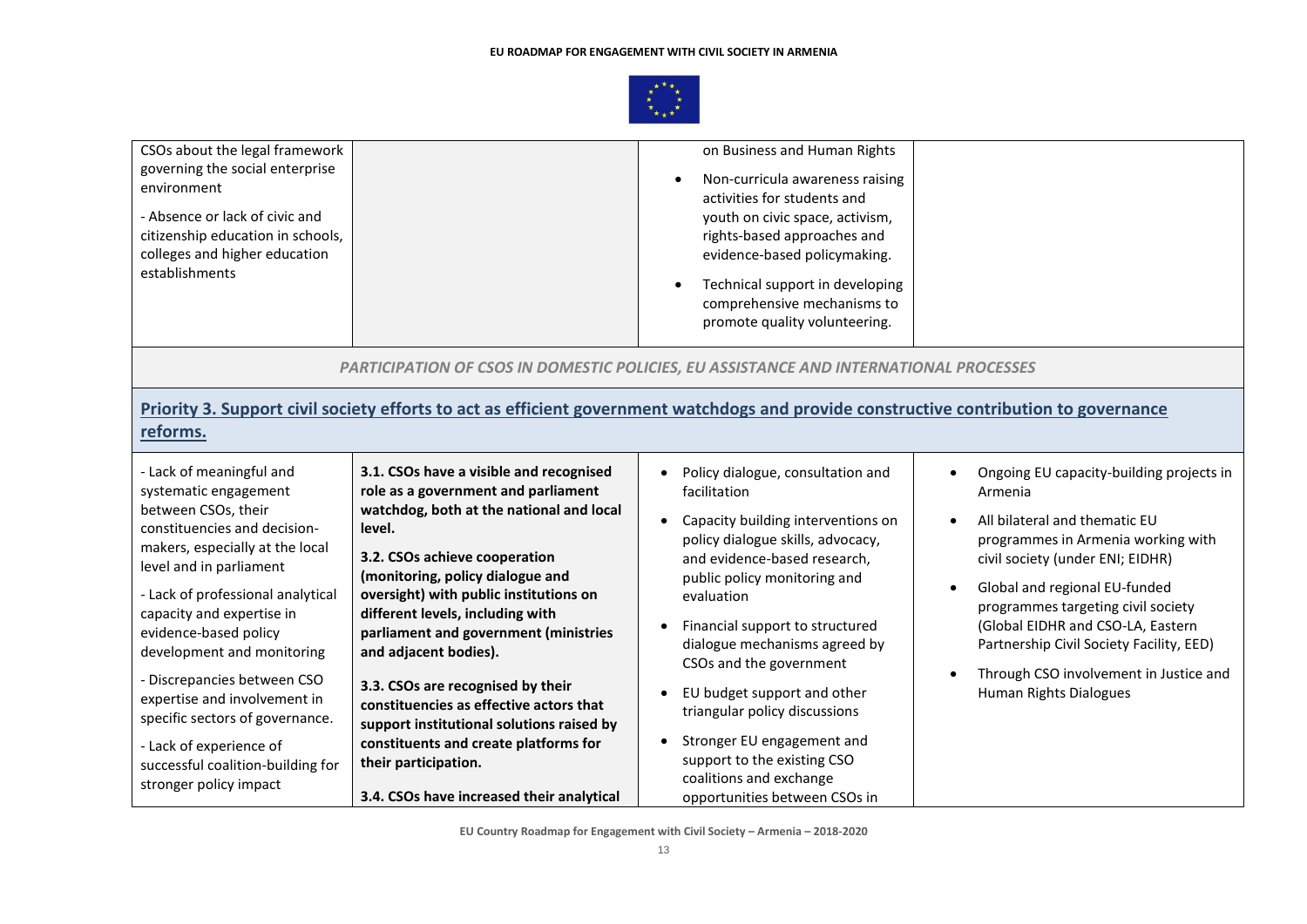| | | | |
|---|---|---|---|
| CSOs about the legal framework governing the social enterprise environment<br><br>- Absence or lack of civic and citizenship education in schools, colleges and higher education establishments | | on Business and Human Rights<br><br>• Non-curricula awareness raising activities for students and youth on civic space, activism, rights-based approaches and evidence-based policymaking.<br><br>• Technical support in developing comprehensive mechanisms to promote quality volunteering. | |
| *PARTICIPATION OF CSOS IN DOMESTIC POLICIES, EU ASSISTANCE AND INTERNATIONAL PROCESSES* | | | |
| **Priority 3. Support civil society efforts to act as efficient government watchdogs and provide constructive contribution to governance reforms.** | | | |
| - Lack of meaningful and systematic engagement between CSOs, their constituencies and decision-makers, especially at the local level and in parliament<br><br>- Lack of professional analytical capacity and expertise in evidence-based policy development and monitoring<br><br>- Discrepancies between CSO expertise and involvement in specific sectors of governance.<br><br>- Lack of experience of successful coalition-building for stronger policy impact | **3.1. CSOs have a visible and recognised role as a government and parliament watchdog, both at the national and local level.**<br><br>**3.2. CSOs achieve cooperation (monitoring, policy dialogue and oversight) with public institutions on different levels, including with parliament and government (ministries and adjacent bodies).**<br><br>**3.3. CSOs are recognised by their constituencies as effective actors that support institutional solutions raised by constituents and create platforms for their participation.**<br><br>**3.4. CSOs have increased their analytical** | • Policy dialogue, consultation and facilitation<br><br>• Capacity building interventions on policy dialogue skills, advocacy, and evidence-based research, public policy monitoring and evaluation<br><br>• Financial support to structured dialogue mechanisms agreed by CSOs and the government<br><br>• EU budget support and other triangular policy discussions<br><br>• Stronger EU engagement and support to the existing CSO coalitions and exchange opportunities between CSOs in | • Ongoing EU capacity-building projects in Armenia<br><br>• All bilateral and thematic EU programmes in Armenia working with civil society (under ENI; EIDHR)<br><br>• Global and regional EU-funded programmes targeting civil society (Global EIDHR and CSO-LA, Eastern Partnership Civil Society Facility, EED)<br><br>• Through CSO involvement in Justice and Human Rights Dialogues |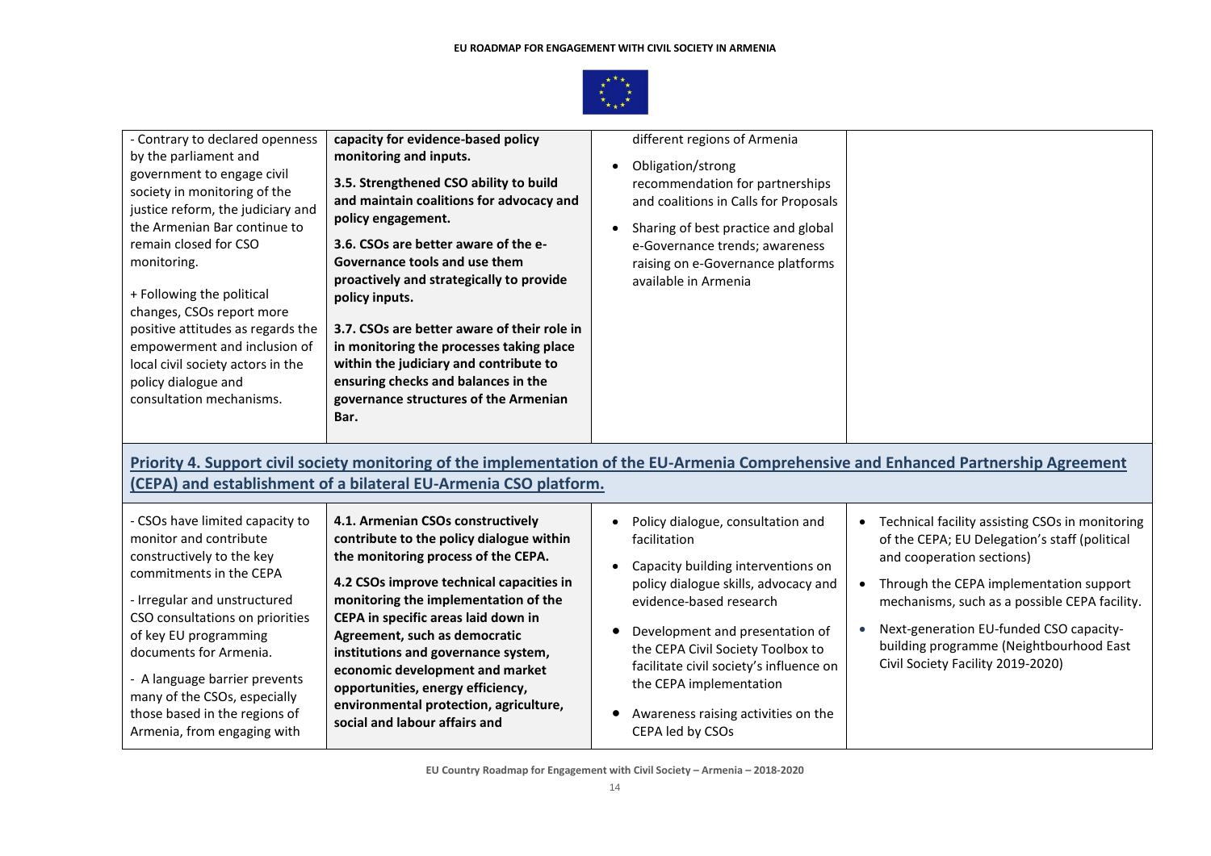| | | | |
|---|---|---|---|
| - Contrary to declared openness by the parliament and government to engage civil society in monitoring of the justice reform, the judiciary and the Armenian Bar continue to remain closed for CSO monitoring.<br><br>+ Following the political changes, CSOs report more positive attitudes as regards the empowerment and inclusion of local civil society actors in the policy dialogue and consultation mechanisms. | **capacity for evidence-based policy monitoring and inputs.**<br><br>**3.5. Strengthened CSO ability to build and maintain coalitions for advocacy and policy engagement.**<br><br>**3.6. CSOs are better aware of the e-Governance tools and use them proactively and strategically to provide policy inputs.**<br><br>**3.7. CSOs are better aware of their role in in monitoring the processes taking place within the judiciary and contribute to ensuring checks and balances in the governance structures of the Armenian Bar.** | different regions of Armenia<br><br>• Obligation/strong recommendation for partnerships and coalitions in Calls for Proposals<br><br>• Sharing of best practice and global e-Governance trends; awareness raising on e-Governance platforms available in Armenia | |
| **Priority 4. Support civil society monitoring of the implementation of the EU-Armenia Comprehensive and Enhanced Partnership Agreement (CEPA) and establishment of a bilateral EU-Armenia CSO platform.** | | | |
| - CSOs have limited capacity to monitor and contribute constructively to the key commitments in the CEPA<br><br>- Irregular and unstructured CSO consultations on priorities of key EU programming documents for Armenia.<br><br>- A language barrier prevents many of the CSOs, especially those based in the regions of Armenia, from engaging with | **4.1. Armenian CSOs constructively contribute to the policy dialogue within the monitoring process of the CEPA.**<br><br>**4.2 CSOs improve technical capacities in monitoring the implementation of the CEPA in specific areas laid down in Agreement, such as democratic institutions and governance system, economic development and market opportunities, energy efficiency, environmental protection, agriculture, social and labour affairs and** | • Policy dialogue, consultation and facilitation<br><br>• Capacity building interventions on policy dialogue skills, advocacy and evidence-based research<br><br>• Development and presentation of the CEPA Civil Society Toolbox to facilitate civil society's influence on the CEPA implementation<br><br>• Awareness raising activities on the CEPA led by CSOs | • Technical facility assisting CSOs in monitoring of the CEPA; EU Delegation's staff (political and cooperation sections)<br><br>• Through the CEPA implementation support mechanisms, such as a possible CEPA facility.<br><br>• Next-generation EU-funded CSO capacity-building programme (Neighbourhood East Civil Society Facility 2019-2020) |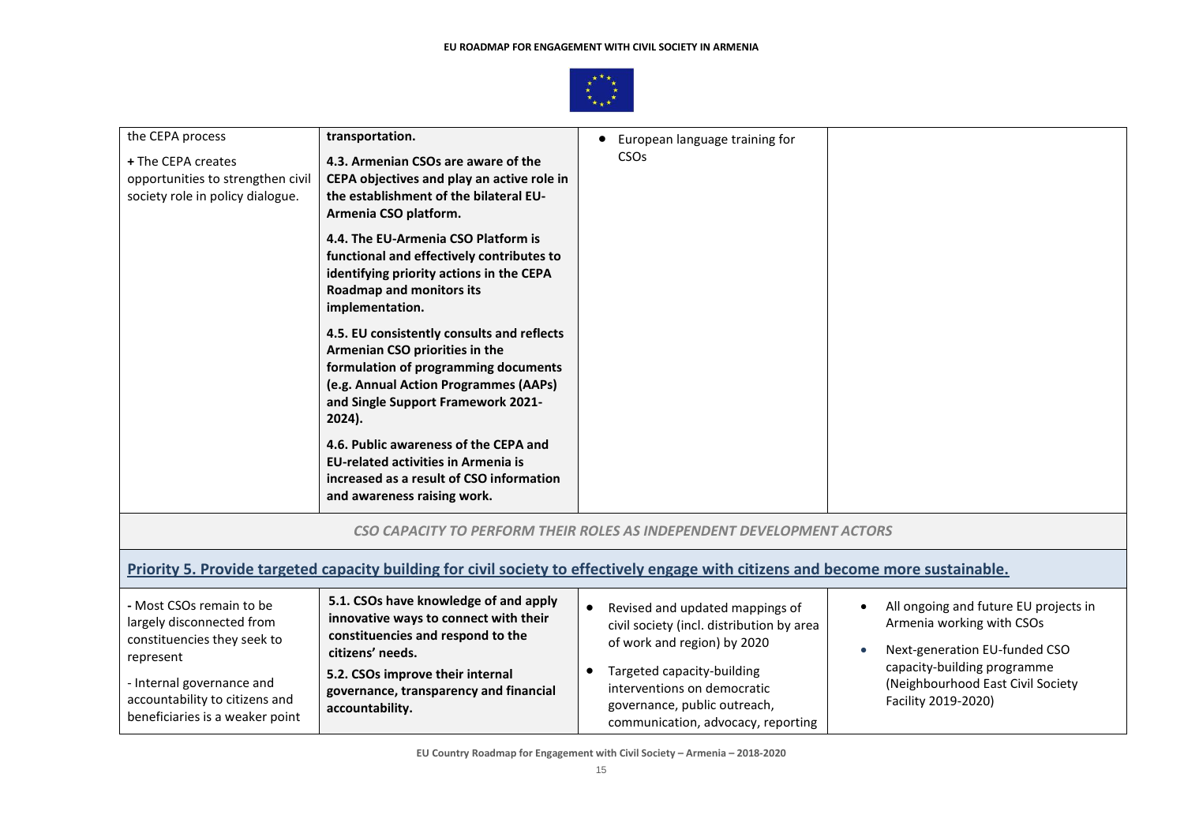| | | | |
|---|---|---|---|
| the CEPA process<br><br>**+** The CEPA creates opportunities to strengthen civil society role in policy dialogue. | **transportation.**<br><br>**4.3. Armenian CSOs are aware of the CEPA objectives and play an active role in the establishment of the bilateral EU-Armenia CSO platform.**<br><br>**4.4. The EU-Armenia CSO Platform is functional and effectively contributes to identifying priority actions in the CEPA Roadmap and monitors its implementation.**<br><br>**4.5. EU consistently consults and reflects Armenian CSO priorities in the formulation of programming documents (e.g. Annual Action Programmes (AAPs) and Single Support Framework 2021-2024).**<br><br>**4.6. Public awareness of the CEPA and EU-related activities in Armenia is increased as a result of CSO information and awareness raising work.** | • European language training for CSOs | |

*CSO CAPACITY TO PERFORM THEIR ROLES AS INDEPENDENT DEVELOPMENT ACTORS*

**Priority 5. Provide targeted capacity building for civil society to effectively engage with citizens and become more sustainable.**

| | | | |
|---|---|---|---|
| **-** Most CSOs remain to be largely disconnected from constituencies they seek to represent<br><br>- Internal governance and accountability to citizens and beneficiaries is a weaker point | **5.1. CSOs have knowledge of and apply innovative ways to connect with their constituencies and respond to the citizens' needs.**<br><br>**5.2. CSOs improve their internal governance, transparency and financial accountability.** | • Revised and updated mappings of civil society (incl. distribution by area of work and region) by 2020<br><br>• Targeted capacity-building interventions on democratic governance, public outreach, communication, advocacy, reporting | • All ongoing and future EU projects in Armenia working with CSOs<br><br>• Next-generation EU-funded CSO capacity-building programme (Neighbourhood East Civil Society Facility 2019-2020) |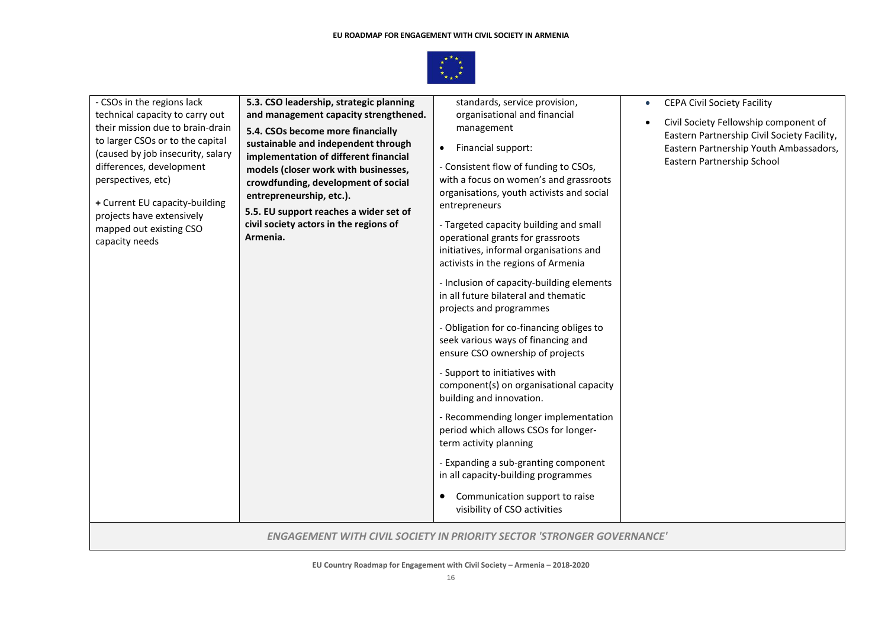| | | | |
|---|---|---|---|
| - CSOs in the regions lack technical capacity to carry out their mission due to brain-drain to larger CSOs or to the capital (caused by job insecurity, salary differences, development perspectives, etc)<br><br>**+** Current EU capacity-building projects have extensively mapped out existing CSO capacity needs | **5.3. CSO leadership, strategic planning and management capacity strengthened.**<br><br>**5.4. CSOs become more financially sustainable and independent through implementation of different financial models (closer work with businesses, crowdfunding, development of social entrepreneurship, etc.).**<br><br>**5.5. EU support reaches a wider set of civil society actors in the regions of Armenia.** | standards, service provision, organisational and financial management<br><br>• Financial support:<br><br>- Consistent flow of funding to CSOs, with a focus on women's and grassroots organisations, youth activists and social entrepreneurs<br><br>- Targeted capacity building and small operational grants for grassroots initiatives, informal organisations and activists in the regions of Armenia<br><br>- Inclusion of capacity-building elements in all future bilateral and thematic projects and programmes<br><br>- Obligation for co-financing obliges to seek various ways of financing and ensure CSO ownership of projects<br><br>- Support to initiatives with component(s) on organisational capacity building and innovation.<br><br>- Recommending longer implementation period which allows CSOs for longer-term activity planning<br><br>- Expanding a sub-granting component in all capacity-building programmes<br><br>• Communication support to raise visibility of CSO activities | • CEPA Civil Society Facility<br><br>• Civil Society Fellowship component of Eastern Partnership Civil Society Facility, Eastern Partnership Youth Ambassadors, Eastern Partnership School |
| ***ENGAGEMENT WITH CIVIL SOCIETY IN PRIORITY SECTOR 'STRONGER GOVERNANCE'*** | | | |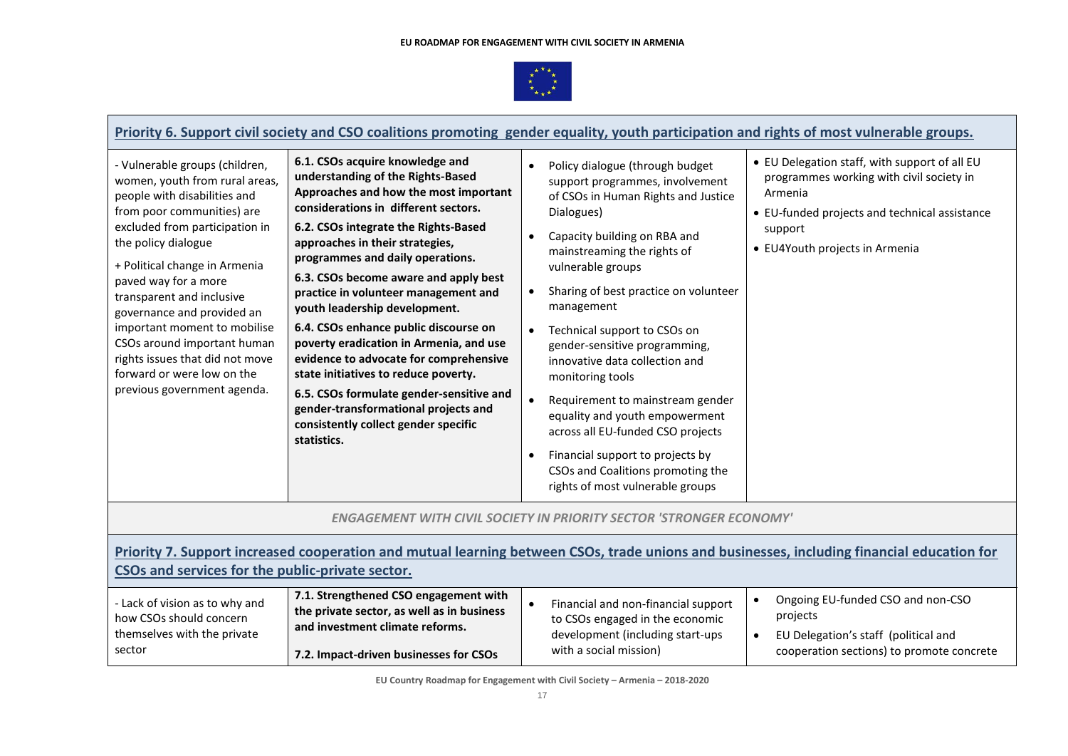**Priority 6. Support civil society and CSO coalitions promoting gender equality, youth participation and rights of most vulnerable groups.**

| | | | |
|---|---|---|---|
| - Vulnerable groups (children, women, youth from rural areas, people with disabilities and from poor communities) are excluded from participation in the policy dialogue<br><br>+ Political change in Armenia paved way for a more transparent and inclusive governance and provided an important moment to mobilise CSOs around important human rights issues that did not move forward or were low on the previous government agenda. | **6.1. CSOs acquire knowledge and understanding of the Rights-Based Approaches and how the most important considerations in different sectors.**<br><br>**6.2. CSOs integrate the Rights-Based approaches in their strategies, programmes and daily operations.**<br><br>**6.3. CSOs become aware and apply best practice in volunteer management and youth leadership development.**<br><br>**6.4. CSOs enhance public discourse on poverty eradication in Armenia, and use evidence to advocate for comprehensive state initiatives to reduce poverty.**<br><br>**6.5. CSOs formulate gender-sensitive and gender-transformational projects and consistently collect gender specific statistics.** | • Policy dialogue (through budget support programmes, involvement of CSOs in Human Rights and Justice Dialogues)<br><br>• Capacity building on RBA and mainstreaming the rights of vulnerable groups<br><br>• Sharing of best practice on volunteer management<br><br>• Technical support to CSOs on gender-sensitive programming, innovative data collection and monitoring tools<br><br>• Requirement to mainstream gender equality and youth empowerment across all EU-funded CSO projects<br><br>• Financial support to projects by CSOs and Coalitions promoting the rights of most vulnerable groups | • EU Delegation staff, with support of all EU programmes working with civil society in Armenia<br><br>• EU-funded projects and technical assistance support<br><br>• EU4Youth projects in Armenia |

*ENGAGEMENT WITH CIVIL SOCIETY IN PRIORITY SECTOR 'STRONGER ECONOMY'*

**Priority 7. Support increased cooperation and mutual learning between CSOs, trade unions and businesses, including financial education for CSOs and services for the public-private sector.**

| | | | |
|---|---|---|---|
| - Lack of vision as to why and how CSOs should concern themselves with the private sector | **7.1. Strengthened CSO engagement with the private sector, as well as in business and investment climate reforms.**<br><br>**7.2. Impact-driven businesses for CSOs** | • Financial and non-financial support to CSOs engaged in the economic development (including start-ups with a social mission) | • Ongoing EU-funded CSO and non-CSO projects<br><br>• EU Delegation's staff (political and cooperation sections) to promote concrete |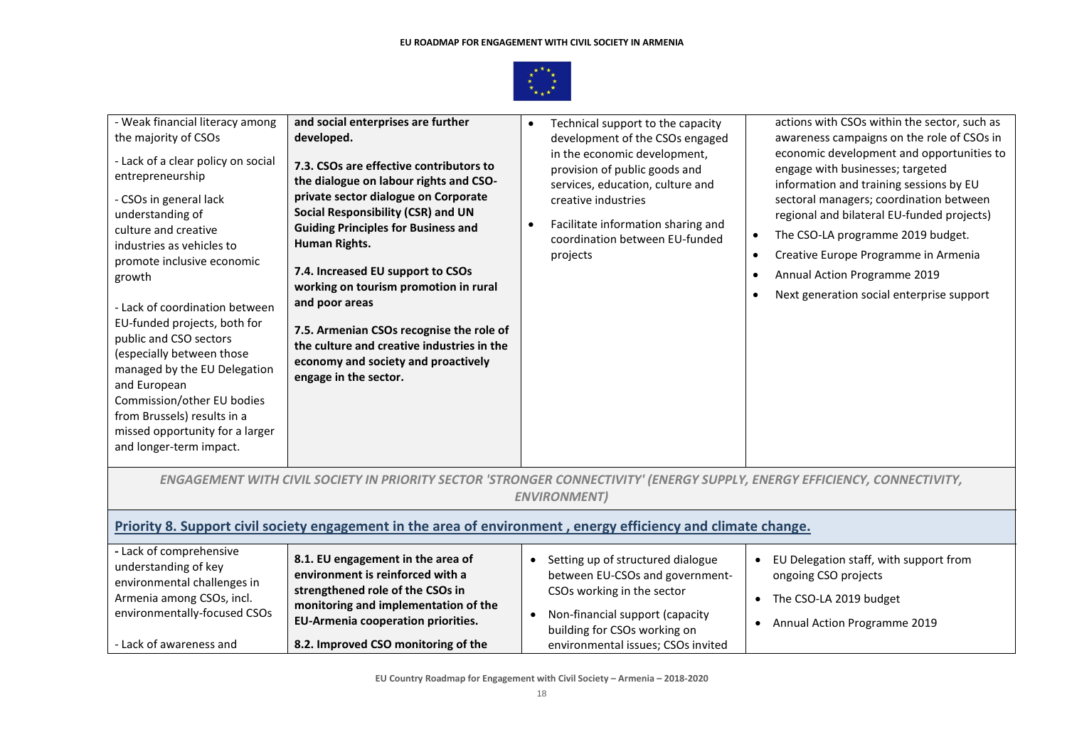| | | | |
|---|---|---|---|
| - Weak financial literacy among the majority of CSOs<br><br>- Lack of a clear policy on social entrepreneurship<br><br>- CSOs in general lack understanding of culture and creative industries as vehicles to promote inclusive economic growth<br><br>- Lack of coordination between EU-funded projects, both for public and CSO sectors (especially between those managed by the EU Delegation and European Commission/other EU bodies from Brussels) results in a missed opportunity for a larger and longer-term impact. | **and social enterprises are further developed.**<br><br>**7.3. CSOs are effective contributors to the dialogue on labour rights and CSO-private sector dialogue on Corporate Social Responsibility (CSR) and UN Guiding Principles for Business and Human Rights.**<br><br>**7.4. Increased EU support to CSOs working on tourism promotion in rural and poor areas**<br><br>**7.5. Armenian CSOs recognise the role of the culture and creative industries in the economy and society and proactively engage in the sector.** | • Technical support to the capacity development of the CSOs engaged in the economic development, provision of public goods and services, education, culture and creative industries<br><br>• Facilitate information sharing and coordination between EU-funded projects | actions with CSOs within the sector, such as awareness campaigns on the role of CSOs in economic development and opportunities to engage with businesses; targeted information and training sessions by EU sectoral managers; coordination between regional and bilateral EU-funded projects)<br><br>• The CSO-LA programme 2019 budget.<br><br>• Creative Europe Programme in Armenia<br><br>• Annual Action Programme 2019<br><br>• Next generation social enterprise support |

*ENGAGEMENT WITH CIVIL SOCIETY IN PRIORITY SECTOR 'STRONGER CONNECTIVITY' (ENERGY SUPPLY, ENERGY EFFICIENCY, CONNECTIVITY, ENVIRONMENT)*

**Priority 8. Support civil society engagement in the area of environment , energy efficiency and climate change.**

| | | | |
|---|---|---|---|
| **-** Lack of comprehensive understanding of key environmental challenges in Armenia among CSOs, incl. environmentally-focused CSOs<br><br>- Lack of awareness and | **8.1. EU engagement in the area of environment is reinforced with a strengthened role of the CSOs in monitoring and implementation of the EU-Armenia cooperation priorities.**<br><br>**8.2. Improved CSO monitoring of the** | • Setting up of structured dialogue between EU-CSOs and government-CSOs working in the sector<br><br>• Non-financial support (capacity building for CSOs working on environmental issues; CSOs invited | • EU Delegation staff, with support from ongoing CSO projects<br><br>• The CSO-LA 2019 budget<br><br>• Annual Action Programme 2019 |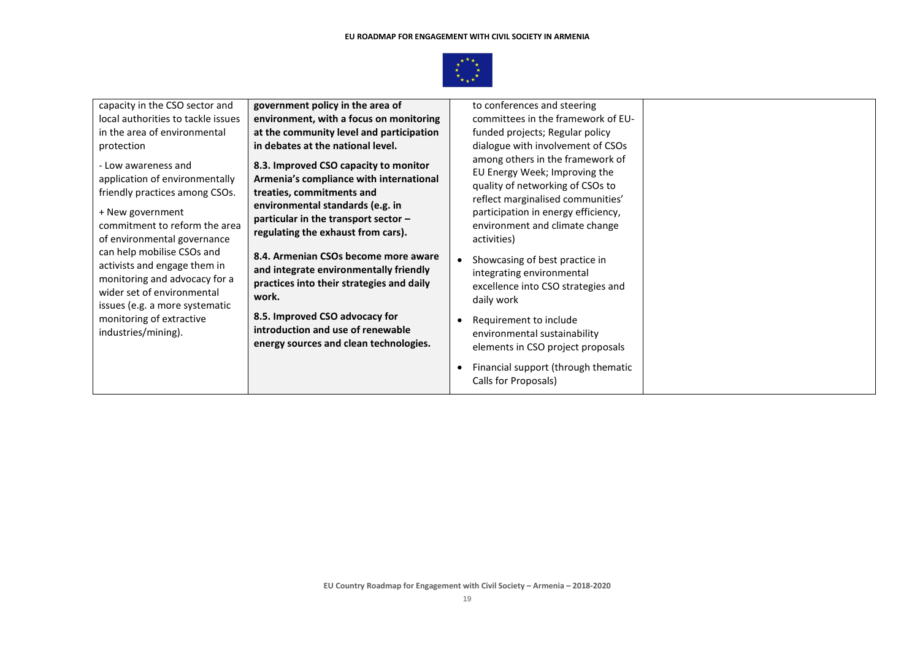| | | | |
|---|---|---|---|
| capacity in the CSO sector and local authorities to tackle issues in the area of environmental protection<br><br>- Low awareness and application of environmentally friendly practices among CSOs.<br><br>+ New government commitment to reform the area of environmental governance can help mobilise CSOs and activists and engage them in monitoring and advocacy for a wider set of environmental issues (e.g. a more systematic monitoring of extractive industries/mining). | **government policy in the area of environment, with a focus on monitoring at the community level and participation in debates at the national level.**<br><br>**8.3. Improved CSO capacity to monitor Armenia's compliance with international treaties, commitments and environmental standards (e.g. in particular in the transport sector – regulating the exhaust from cars).**<br><br>**8.4. Armenian CSOs become more aware and integrate environmentally friendly practices into their strategies and daily work.**<br><br>**8.5. Improved CSO advocacy for introduction and use of renewable energy sources and clean technologies.** | to conferences and steering committees in the framework of EU-funded projects; Regular policy dialogue with involvement of CSOs among others in the framework of EU Energy Week; Improving the quality of networking of CSOs to reflect marginalised communities' participation in energy efficiency, environment and climate change activities)<br><br>• Showcasing of best practice in integrating environmental excellence into CSO strategies and daily work<br><br>• Requirement to include environmental sustainability elements in CSO project proposals<br><br>• Financial support (through thematic Calls for Proposals) | |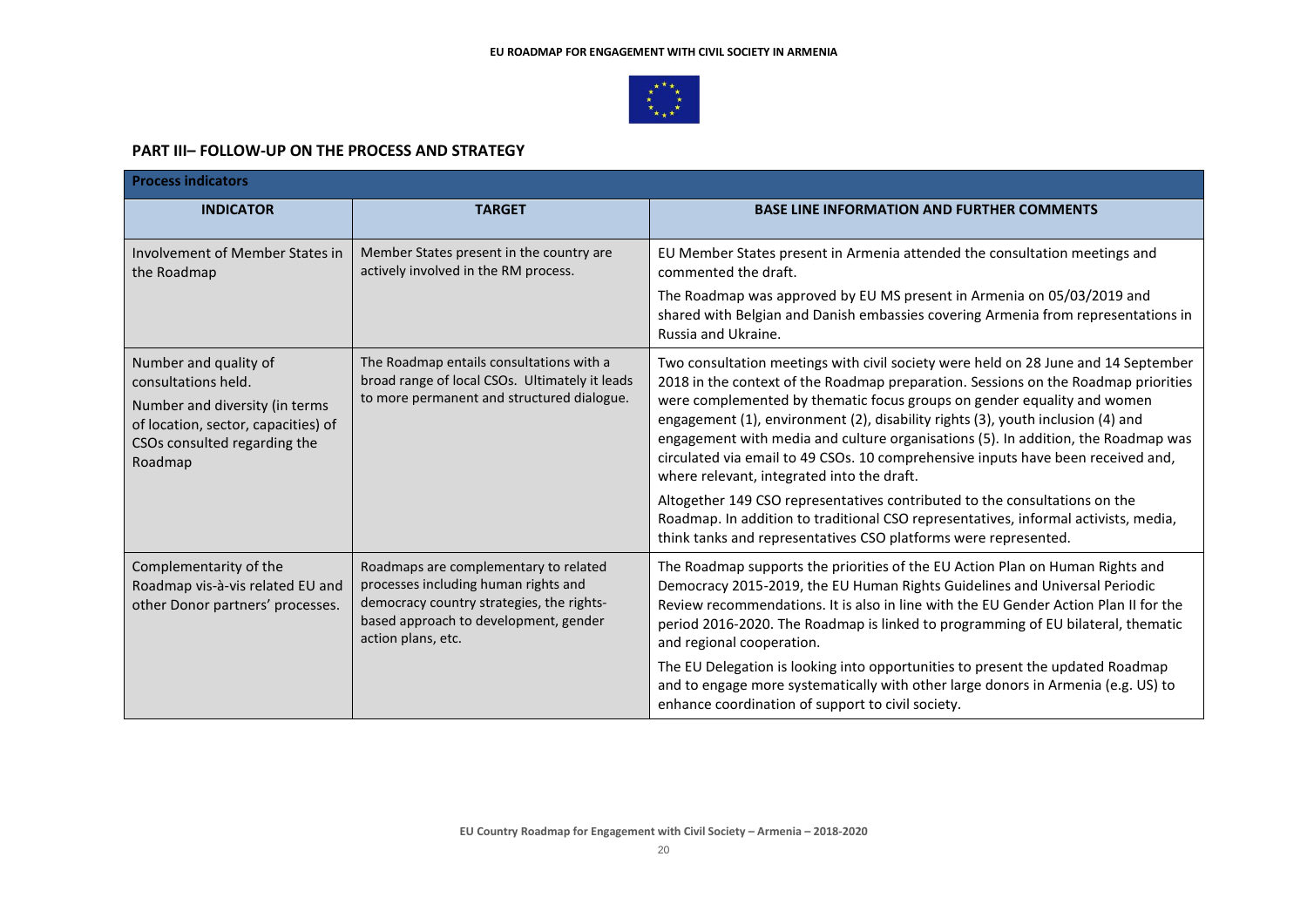## PART III– FOLLOW-UP ON THE PROCESS AND STRATEGY

| Process indicators | | |
|---|---|---|
| **INDICATOR** | **TARGET** | **BASE LINE INFORMATION AND FURTHER COMMENTS** |
| Involvement of Member States in the Roadmap | Member States present in the country are actively involved in the RM process. | EU Member States present in Armenia attended the consultation meetings and commented the draft.<br><br>The Roadmap was approved by EU MS present in Armenia on 05/03/2019 and shared with Belgian and Danish embassies covering Armenia from representations in Russia and Ukraine. |
| Number and quality of consultations held.<br><br>Number and diversity (in terms of location, sector, capacities) of CSOs consulted regarding the Roadmap | The Roadmap entails consultations with a broad range of local CSOs. Ultimately it leads to more permanent and structured dialogue. | Two consultation meetings with civil society were held on 28 June and 14 September 2018 in the context of the Roadmap preparation. Sessions on the Roadmap priorities were complemented by thematic focus groups on gender equality and women engagement (1), environment (2), disability rights (3), youth inclusion (4) and engagement with media and culture organisations (5). In addition, the Roadmap was circulated via email to 49 CSOs. 10 comprehensive inputs have been received and, where relevant, integrated into the draft.<br><br>Altogether 149 CSO representatives contributed to the consultations on the Roadmap. In addition to traditional CSO representatives, informal activists, media, think tanks and representatives CSO platforms were represented. |
| Complementarity of the Roadmap vis-à-vis related EU and other Donor partners' processes. | Roadmaps are complementary to related processes including human rights and democracy country strategies, the rights-based approach to development, gender action plans, etc. | The Roadmap supports the priorities of the EU Action Plan on Human Rights and Democracy 2015-2019, the EU Human Rights Guidelines and Universal Periodic Review recommendations. It is also in line with the EU Gender Action Plan II for the period 2016-2020. The Roadmap is linked to programming of EU bilateral, thematic and regional cooperation.<br><br>The EU Delegation is looking into opportunities to present the updated Roadmap and to engage more systematically with other large donors in Armenia (e.g. US) to enhance coordination of support to civil society. |